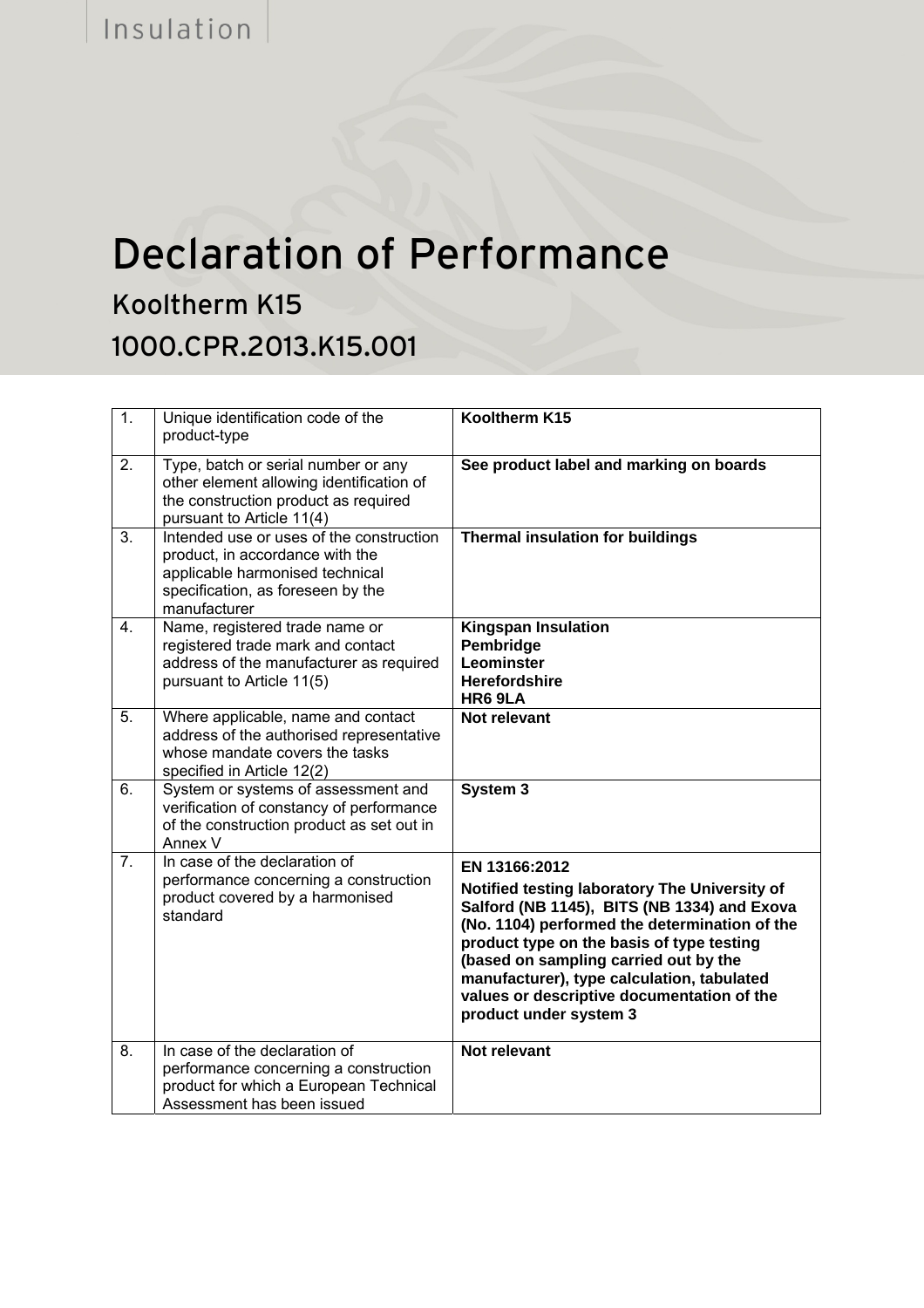Insulation

# Declaration of Performance

## Kooltherm K15

## 1000.CPR.2013.K15.001

| | | |
|---|---|---|
| 1. | Unique identification code of the product-type | **Kooltherm K15** |
| 2. | Type, batch or serial number or any other element allowing identification of the construction product as required pursuant to Article 11(4) | **See product label and marking on boards** |
| 3. | Intended use or uses of the construction product, in accordance with the applicable harmonised technical specification, as foreseen by the manufacturer | **Thermal insulation for buildings** |
| 4. | Name, registered trade name or registered trade mark and contact address of the manufacturer as required pursuant to Article 11(5) | **Kingspan Insulation**<br>**Pembridge**<br>**Leominster**<br>**Herefordshire**<br>**HR6 9LA** |
| 5. | Where applicable, name and contact address of the authorised representative whose mandate covers the tasks specified in Article 12(2) | **Not relevant** |
| 6. | System or systems of assessment and verification of constancy of performance of the construction product as set out in Annex V | **System 3** |
| 7. | In case of the declaration of performance concerning a construction product covered by a harmonised standard | **EN 13166:2012**<br>**Notified testing laboratory The University of Salford (NB 1145), BITS (NB 1334) and Exova (No. 1104) performed the determination of the product type on the basis of type testing (based on sampling carried out by the manufacturer), type calculation, tabulated values or descriptive documentation of the product under system 3** |
| 8. | In case of the declaration of performance concerning a construction product for which a European Technical Assessment has been issued | **Not relevant** |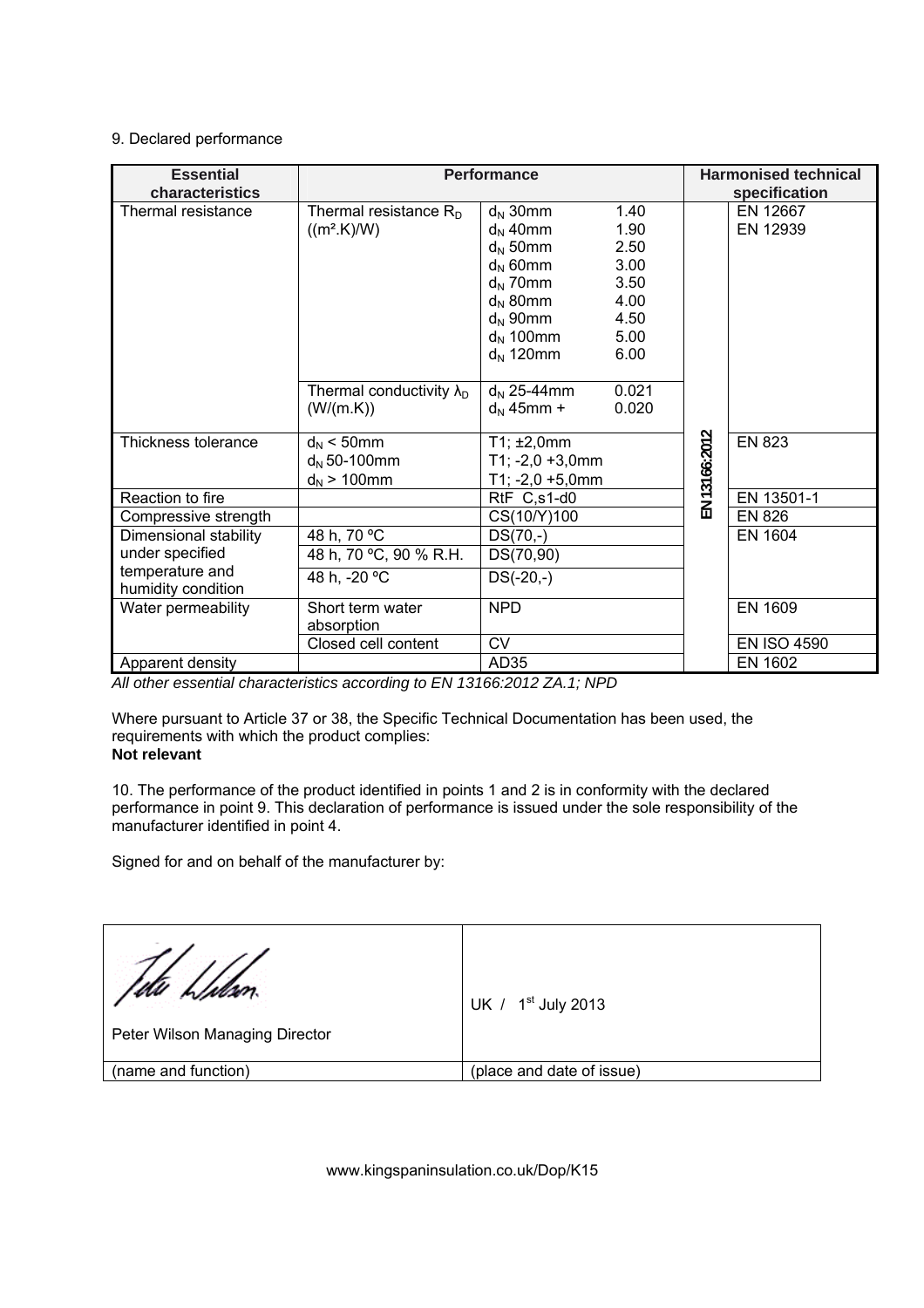9. Declared performance

| Essential characteristics | Performance | | | Harmonised technical specification |
|---|---|---|---|---|
| Thermal resistance | Thermal resistance $R_D$ ((m².K)/W) | $d_N$ 30mm 1.40<br>$d_N$ 40mm 1.90<br>$d_N$ 50mm 2.50<br>$d_N$ 60mm 3.00<br>$d_N$ 70mm 3.50<br>$d_N$ 80mm 4.00<br>$d_N$ 90mm 4.50<br>$d_N$ 100mm 5.00<br>$d_N$ 120mm 6.00 | EN 13166:2012 | EN 12667<br>EN 12939 |
| | Thermal conductivity $\lambda_D$ (W/(m.K)) | $d_N$ 25-44mm 0.021<br>$d_N$ 45mm + 0.020 | | |
| Thickness tolerance | $d_N$ < 50mm<br>$d_N$ 50-100mm<br>$d_N$ > 100mm | T1; ±2,0mm<br>T1; -2,0 +3,0mm<br>T1; -2,0 +5,0mm | | EN 823 |
| Reaction to fire | | RtF C,s1-d0 | | EN 13501-1 |
| Compressive strength | | CS(10/Y)100 | | EN 826 |
| Dimensional stability under specified temperature and humidity condition | 48 h, 70 ºC | DS(70,-) | | EN 1604 |
| | 48 h, 70 ºC, 90 % R.H. | DS(70,90) | | |
| | 48 h, -20 ºC | DS(-20,-) | | |
| Water permeability | Short term water absorption | NPD | | EN 1609 |
| | Closed cell content | CV | | EN ISO 4590 |
| Apparent density | | AD35 | | EN 1602 |

*All other essential characteristics according to EN 13166:2012 ZA.1; NPD*

Where pursuant to Article 37 or 38, the Specific Technical Documentation has been used, the requirements with which the product complies:
**Not relevant**

10. The performance of the product identified in points 1 and 2 is in conformity with the declared performance in point 9. This declaration of performance is issued under the sole responsibility of the manufacturer identified in point 4.

Signed for and on behalf of the manufacturer by:

| | |
|---|---|
| Peter Wilson Managing Director | UK / 1st July 2013 |
| (name and function) | (place and date of issue) |

www.kingspaninsulation.co.uk/Dop/K15